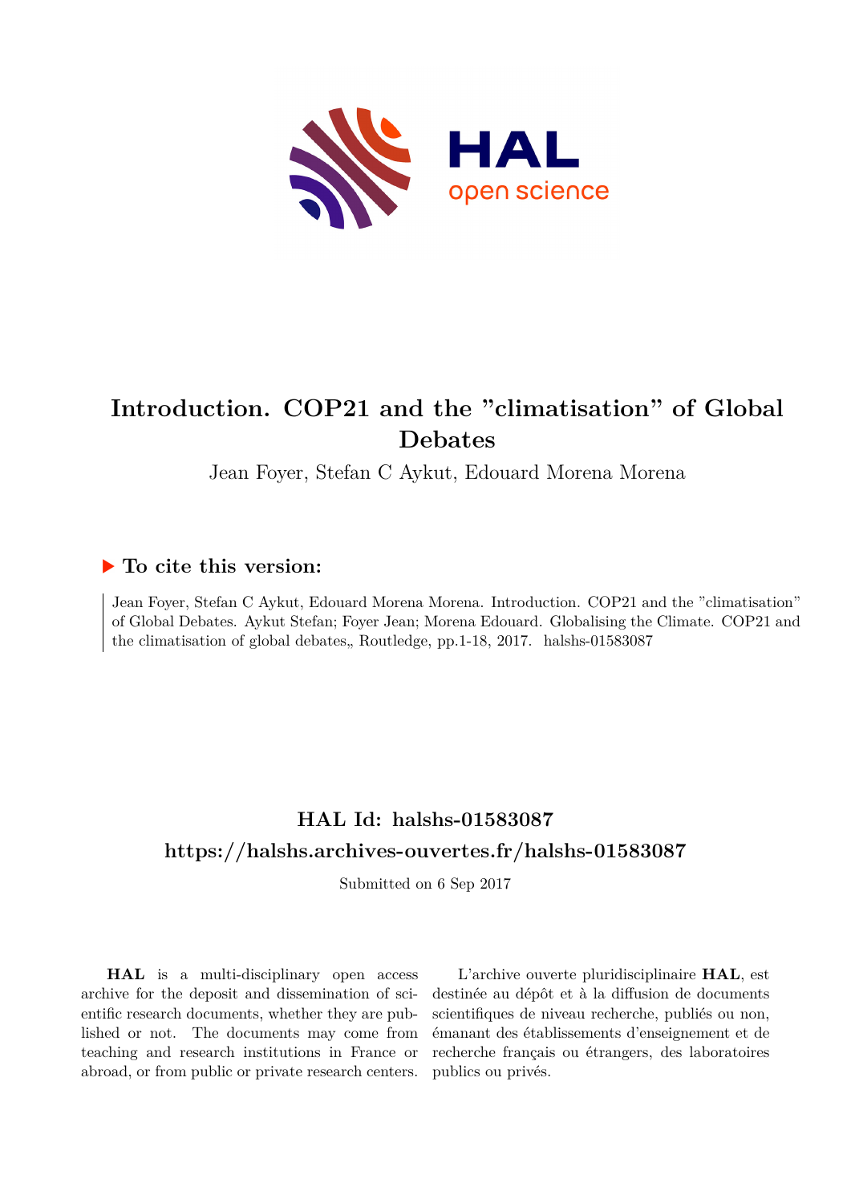# Introduction. COP21 and the "climatisation" of Global Debates

Jean Foyer, Stefan C Aykut, Edouard Morena Morena

## ▶ To cite this version:

Jean Foyer, Stefan C Aykut, Edouard Morena Morena. Introduction. COP21 and the "climatisation" of Global Debates. Aykut Stefan; Foyer Jean; Morena Edouard. Globalising the Climate. COP21 and the climatisation of global debates,, Routledge, pp.1-18, 2017. halshs-01583087

## HAL Id: halshs-01583087

## https://halshs.archives-ouvertes.fr/halshs-01583087

Submitted on 6 Sep 2017

**HAL** is a multi-disciplinary open access archive for the deposit and dissemination of scientific research documents, whether they are published or not. The documents may come from teaching and research institutions in France or abroad, or from public or private research centers.

L'archive ouverte pluridisciplinaire **HAL**, est destinée au dépôt et à la diffusion de documents scientifiques de niveau recherche, publiés ou non, émanant des établissements d'enseignement et de recherche français ou étrangers, des laboratoires publics ou privés.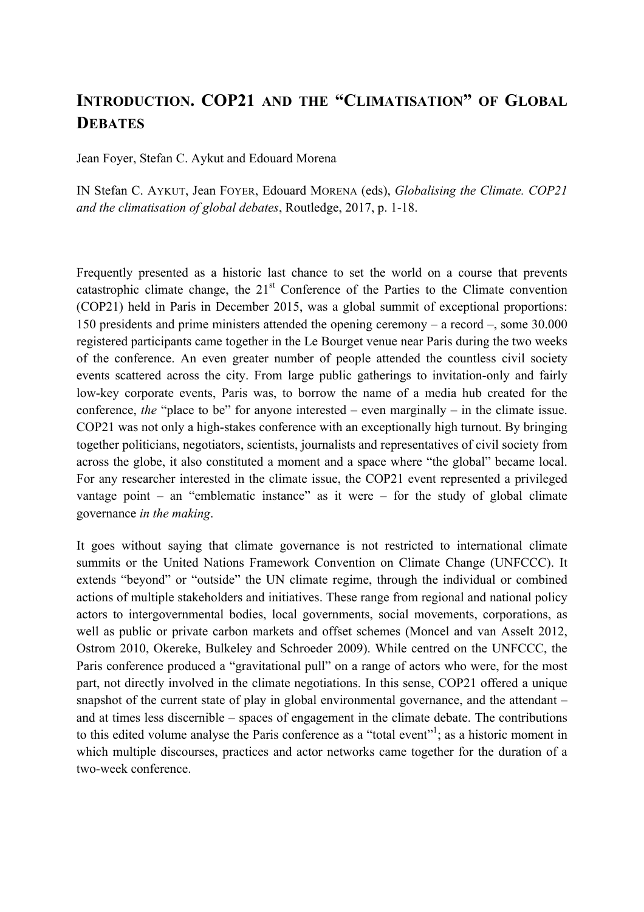# INTRODUCTION. COP21 AND THE "CLIMATISATION" OF GLOBAL DEBATES

Jean Foyer, Stefan C. Aykut and Edouard Morena

IN Stefan C. AYKUT, Jean FOYER, Edouard MORENA (eds), *Globalising the Climate. COP21 and the climatisation of global debates*, Routledge, 2017, p. 1-18.

Frequently presented as a historic last chance to set the world on a course that prevents catastrophic climate change, the 21st Conference of the Parties to the Climate convention (COP21) held in Paris in December 2015, was a global summit of exceptional proportions: 150 presidents and prime ministers attended the opening ceremony – a record –, some 30.000 registered participants came together in the Le Bourget venue near Paris during the two weeks of the conference. An even greater number of people attended the countless civil society events scattered across the city. From large public gatherings to invitation-only and fairly low-key corporate events, Paris was, to borrow the name of a media hub created for the conference, *the* "place to be" for anyone interested – even marginally – in the climate issue. COP21 was not only a high-stakes conference with an exceptionally high turnout. By bringing together politicians, negotiators, scientists, journalists and representatives of civil society from across the globe, it also constituted a moment and a space where "the global" became local. For any researcher interested in the climate issue, the COP21 event represented a privileged vantage point – an "emblematic instance" as it were – for the study of global climate governance *in the making*.

It goes without saying that climate governance is not restricted to international climate summits or the United Nations Framework Convention on Climate Change (UNFCCC). It extends "beyond" or "outside" the UN climate regime, through the individual or combined actions of multiple stakeholders and initiatives. These range from regional and national policy actors to intergovernmental bodies, local governments, social movements, corporations, as well as public or private carbon markets and offset schemes (Moncel and van Asselt 2012, Ostrom 2010, Okereke, Bulkeley and Schroeder 2009). While centred on the UNFCCC, the Paris conference produced a "gravitational pull" on a range of actors who were, for the most part, not directly involved in the climate negotiations. In this sense, COP21 offered a unique snapshot of the current state of play in global environmental governance, and the attendant – and at times less discernible – spaces of engagement in the climate debate. The contributions to this edited volume analyse the Paris conference as a "total event"[1]; as a historic moment in which multiple discourses, practices and actor networks came together for the duration of a two-week conference.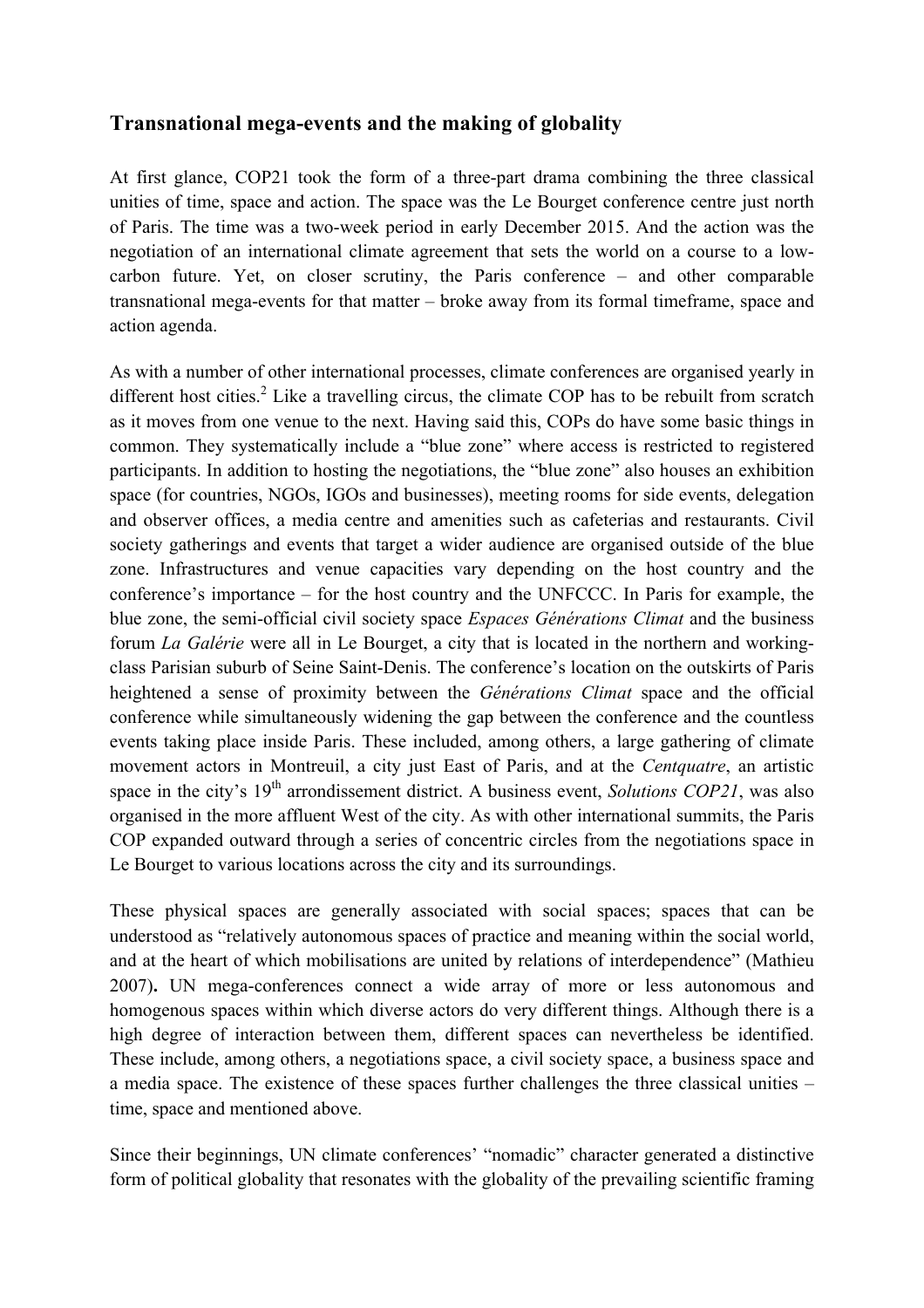## Transnational mega-events and the making of globality

At first glance, COP21 took the form of a three-part drama combining the three classical unities of time, space and action. The space was the Le Bourget conference centre just north of Paris. The time was a two-week period in early December 2015. And the action was the negotiation of an international climate agreement that sets the world on a course to a low-carbon future. Yet, on closer scrutiny, the Paris conference – and other comparable transnational mega-events for that matter – broke away from its formal timeframe, space and action agenda.

As with a number of other international processes, climate conferences are organised yearly in different host cities.[2] Like a travelling circus, the climate COP has to be rebuilt from scratch as it moves from one venue to the next. Having said this, COPs do have some basic things in common. They systematically include a "blue zone" where access is restricted to registered participants. In addition to hosting the negotiations, the "blue zone" also houses an exhibition space (for countries, NGOs, IGOs and businesses), meeting rooms for side events, delegation and observer offices, a media centre and amenities such as cafeterias and restaurants. Civil society gatherings and events that target a wider audience are organised outside of the blue zone. Infrastructures and venue capacities vary depending on the host country and the conference's importance – for the host country and the UNFCCC. In Paris for example, the blue zone, the semi-official civil society space *Espaces Générations Climat* and the business forum *La Galérie* were all in Le Bourget, a city that is located in the northern and working-class Parisian suburb of Seine Saint-Denis. The conference's location on the outskirts of Paris heightened a sense of proximity between the *Générations Climat* space and the official conference while simultaneously widening the gap between the conference and the countless events taking place inside Paris. These included, among others, a large gathering of climate movement actors in Montreuil, a city just East of Paris, and at the *Centquatre*, an artistic space in the city's 19th arrondissement district. A business event, *Solutions COP21*, was also organised in the more affluent West of the city. As with other international summits, the Paris COP expanded outward through a series of concentric circles from the negotiations space in Le Bourget to various locations across the city and its surroundings.

These physical spaces are generally associated with social spaces; spaces that can be understood as "relatively autonomous spaces of practice and meaning within the social world, and at the heart of which mobilisations are united by relations of interdependence" (Mathieu 2007)**.** UN mega-conferences connect a wide array of more or less autonomous and homogenous spaces within which diverse actors do very different things. Although there is a high degree of interaction between them, different spaces can nevertheless be identified. These include, among others, a negotiations space, a civil society space, a business space and a media space. The existence of these spaces further challenges the three classical unities – time, space and mentioned above.

Since their beginnings, UN climate conferences' "nomadic" character generated a distinctive form of political globality that resonates with the globality of the prevailing scientific framing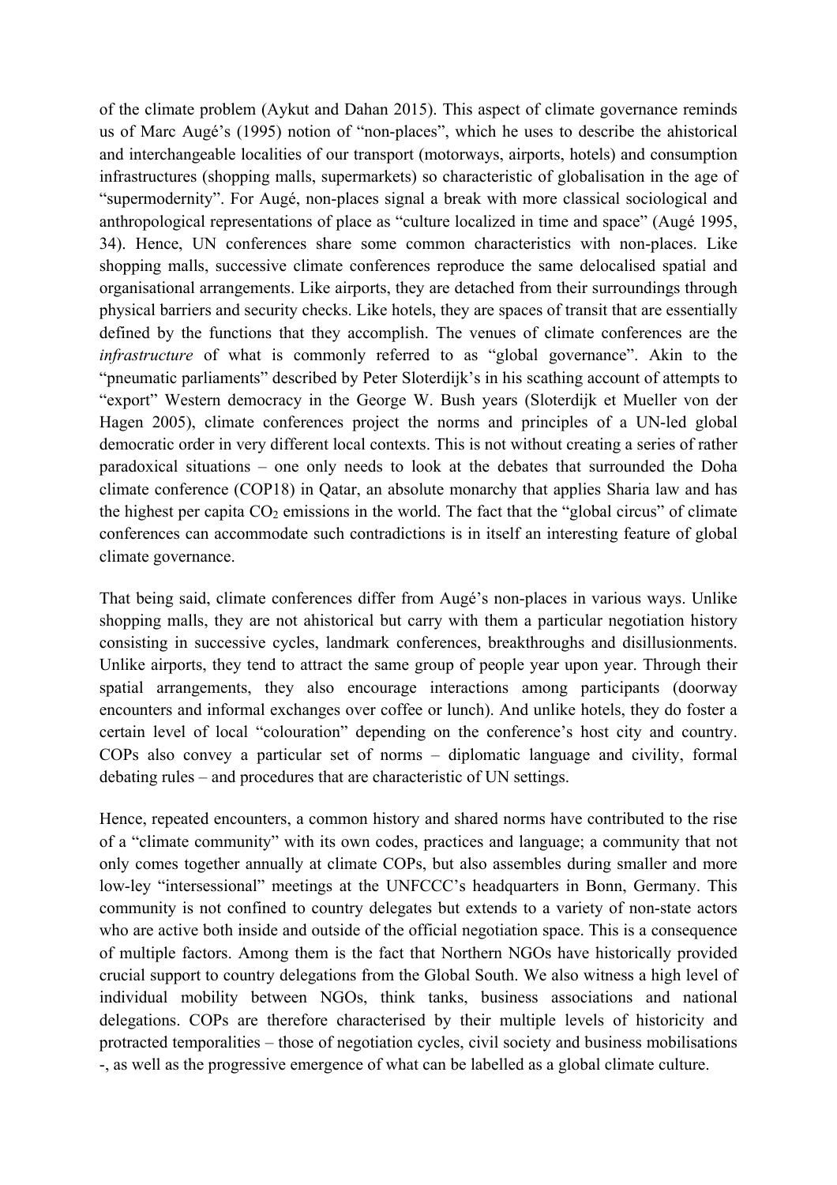of the climate problem (Aykut and Dahan 2015). This aspect of climate governance reminds us of Marc Augé's (1995) notion of "non-places", which he uses to describe the ahistorical and interchangeable localities of our transport (motorways, airports, hotels) and consumption infrastructures (shopping malls, supermarkets) so characteristic of globalisation in the age of "supermodernity". For Augé, non-places signal a break with more classical sociological and anthropological representations of place as "culture localized in time and space" (Augé 1995, 34). Hence, UN conferences share some common characteristics with non-places. Like shopping malls, successive climate conferences reproduce the same delocalised spatial and organisational arrangements. Like airports, they are detached from their surroundings through physical barriers and security checks. Like hotels, they are spaces of transit that are essentially defined by the functions that they accomplish. The venues of climate conferences are the *infrastructure* of what is commonly referred to as "global governance". Akin to the "pneumatic parliaments" described by Peter Sloterdijk's in his scathing account of attempts to "export" Western democracy in the George W. Bush years (Sloterdijk et Mueller von der Hagen 2005), climate conferences project the norms and principles of a UN-led global democratic order in very different local contexts. This is not without creating a series of rather paradoxical situations – one only needs to look at the debates that surrounded the Doha climate conference (COP18) in Qatar, an absolute monarchy that applies Sharia law and has the highest per capita $CO_2$ emissions in the world. The fact that the "global circus" of climate conferences can accommodate such contradictions is in itself an interesting feature of global climate governance.

That being said, climate conferences differ from Augé's non-places in various ways. Unlike shopping malls, they are not ahistorical but carry with them a particular negotiation history consisting in successive cycles, landmark conferences, breakthroughs and disillusionments. Unlike airports, they tend to attract the same group of people year upon year. Through their spatial arrangements, they also encourage interactions among participants (doorway encounters and informal exchanges over coffee or lunch). And unlike hotels, they do foster a certain level of local "colouration" depending on the conference's host city and country. COPs also convey a particular set of norms – diplomatic language and civility, formal debating rules – and procedures that are characteristic of UN settings.

Hence, repeated encounters, a common history and shared norms have contributed to the rise of a "climate community" with its own codes, practices and language; a community that not only comes together annually at climate COPs, but also assembles during smaller and more low-ley "intersessional" meetings at the UNFCCC's headquarters in Bonn, Germany. This community is not confined to country delegates but extends to a variety of non-state actors who are active both inside and outside of the official negotiation space. This is a consequence of multiple factors. Among them is the fact that Northern NGOs have historically provided crucial support to country delegations from the Global South. We also witness a high level of individual mobility between NGOs, think tanks, business associations and national delegations. COPs are therefore characterised by their multiple levels of historicity and protracted temporalities – those of negotiation cycles, civil society and business mobilisations -, as well as the progressive emergence of what can be labelled as a global climate culture.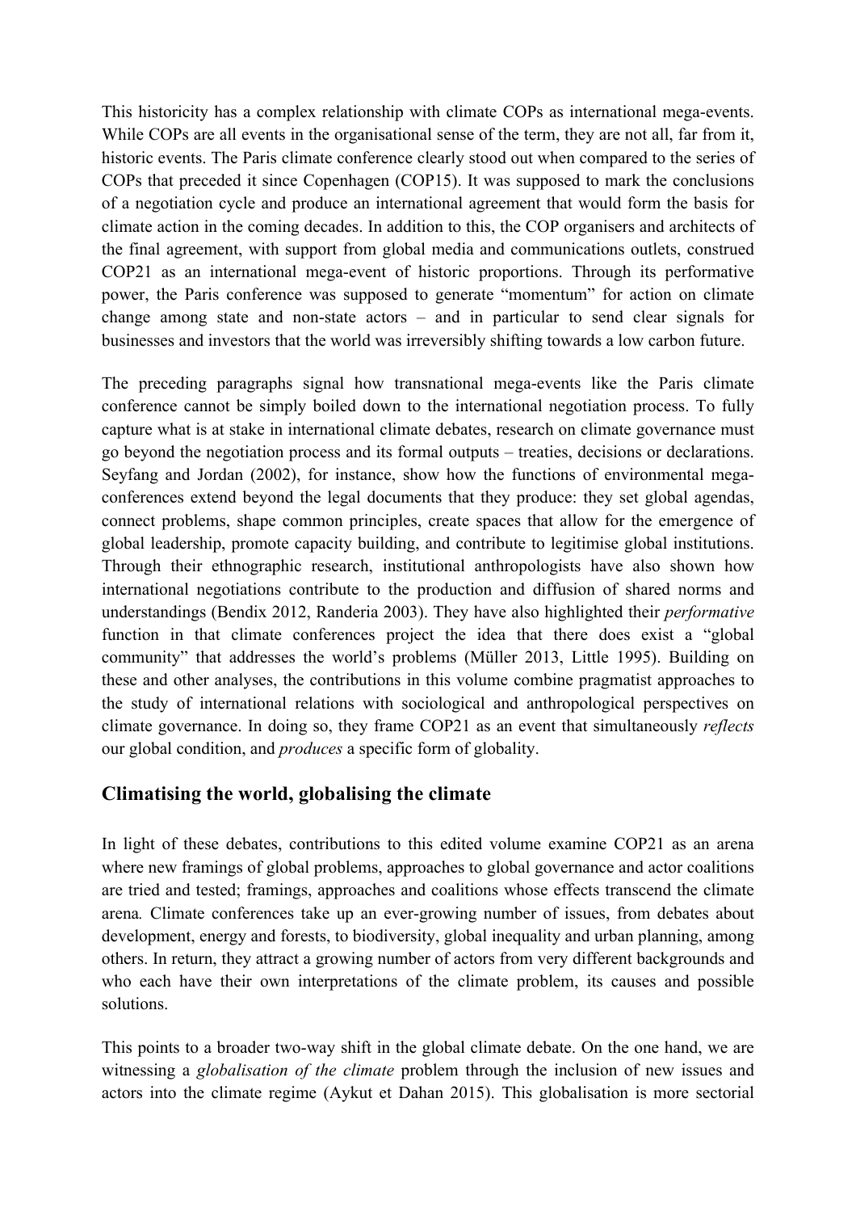This historicity has a complex relationship with climate COPs as international mega-events. While COPs are all events in the organisational sense of the term, they are not all, far from it, historic events. The Paris climate conference clearly stood out when compared to the series of COPs that preceded it since Copenhagen (COP15). It was supposed to mark the conclusions of a negotiation cycle and produce an international agreement that would form the basis for climate action in the coming decades. In addition to this, the COP organisers and architects of the final agreement, with support from global media and communications outlets, construed COP21 as an international mega-event of historic proportions. Through its performative power, the Paris conference was supposed to generate "momentum" for action on climate change among state and non-state actors – and in particular to send clear signals for businesses and investors that the world was irreversibly shifting towards a low carbon future.

The preceding paragraphs signal how transnational mega-events like the Paris climate conference cannot be simply boiled down to the international negotiation process. To fully capture what is at stake in international climate debates, research on climate governance must go beyond the negotiation process and its formal outputs – treaties, decisions or declarations. Seyfang and Jordan (2002), for instance, show how the functions of environmental mega-conferences extend beyond the legal documents that they produce: they set global agendas, connect problems, shape common principles, create spaces that allow for the emergence of global leadership, promote capacity building, and contribute to legitimise global institutions. Through their ethnographic research, institutional anthropologists have also shown how international negotiations contribute to the production and diffusion of shared norms and understandings (Bendix 2012, Randeria 2003). They have also highlighted their *performative* function in that climate conferences project the idea that there does exist a "global community" that addresses the world's problems (Müller 2013, Little 1995). Building on these and other analyses, the contributions in this volume combine pragmatist approaches to the study of international relations with sociological and anthropological perspectives on climate governance. In doing so, they frame COP21 as an event that simultaneously *reflects* our global condition, and *produces* a specific form of globality.

## Climatising the world, globalising the climate

In light of these debates, contributions to this edited volume examine COP21 as an arena where new framings of global problems, approaches to global governance and actor coalitions are tried and tested; framings, approaches and coalitions whose effects transcend the climate arena. Climate conferences take up an ever-growing number of issues, from debates about development, energy and forests, to biodiversity, global inequality and urban planning, among others. In return, they attract a growing number of actors from very different backgrounds and who each have their own interpretations of the climate problem, its causes and possible solutions.

This points to a broader two-way shift in the global climate debate. On the one hand, we are witnessing a *globalisation of the climate* problem through the inclusion of new issues and actors into the climate regime (Aykut et Dahan 2015). This globalisation is more sectorial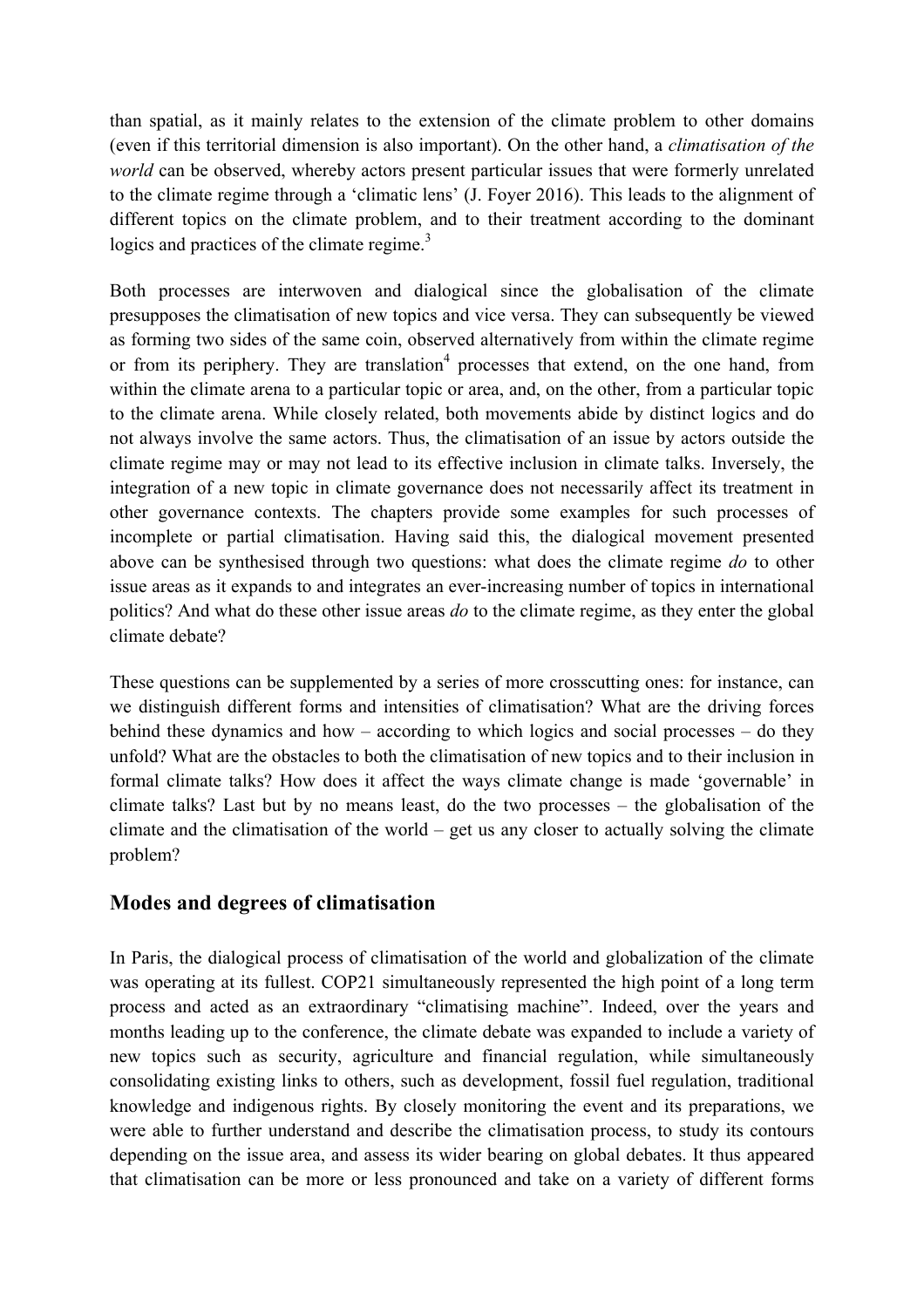than spatial, as it mainly relates to the extension of the climate problem to other domains (even if this territorial dimension is also important). On the other hand, a *climatisation of the world* can be observed, whereby actors present particular issues that were formerly unrelated to the climate regime through a 'climatic lens' (J. Foyer 2016). This leads to the alignment of different topics on the climate problem, and to their treatment according to the dominant logics and practices of the climate regime.[3]

Both processes are interwoven and dialogical since the globalisation of the climate presupposes the climatisation of new topics and vice versa. They can subsequently be viewed as forming two sides of the same coin, observed alternatively from within the climate regime or from its periphery. They are translation[4] processes that extend, on the one hand, from within the climate arena to a particular topic or area, and, on the other, from a particular topic to the climate arena. While closely related, both movements abide by distinct logics and do not always involve the same actors. Thus, the climatisation of an issue by actors outside the climate regime may or may not lead to its effective inclusion in climate talks. Inversely, the integration of a new topic in climate governance does not necessarily affect its treatment in other governance contexts. The chapters provide some examples for such processes of incomplete or partial climatisation. Having said this, the dialogical movement presented above can be synthesised through two questions: what does the climate regime *do* to other issue areas as it expands to and integrates an ever-increasing number of topics in international politics? And what do these other issue areas *do* to the climate regime, as they enter the global climate debate?

These questions can be supplemented by a series of more crosscutting ones: for instance, can we distinguish different forms and intensities of climatisation? What are the driving forces behind these dynamics and how – according to which logics and social processes – do they unfold? What are the obstacles to both the climatisation of new topics and to their inclusion in formal climate talks? How does it affect the ways climate change is made 'governable' in climate talks? Last but by no means least, do the two processes – the globalisation of the climate and the climatisation of the world – get us any closer to actually solving the climate problem?

## Modes and degrees of climatisation

In Paris, the dialogical process of climatisation of the world and globalization of the climate was operating at its fullest. COP21 simultaneously represented the high point of a long term process and acted as an extraordinary "climatising machine". Indeed, over the years and months leading up to the conference, the climate debate was expanded to include a variety of new topics such as security, agriculture and financial regulation, while simultaneously consolidating existing links to others, such as development, fossil fuel regulation, traditional knowledge and indigenous rights. By closely monitoring the event and its preparations, we were able to further understand and describe the climatisation process, to study its contours depending on the issue area, and assess its wider bearing on global debates. It thus appeared that climatisation can be more or less pronounced and take on a variety of different forms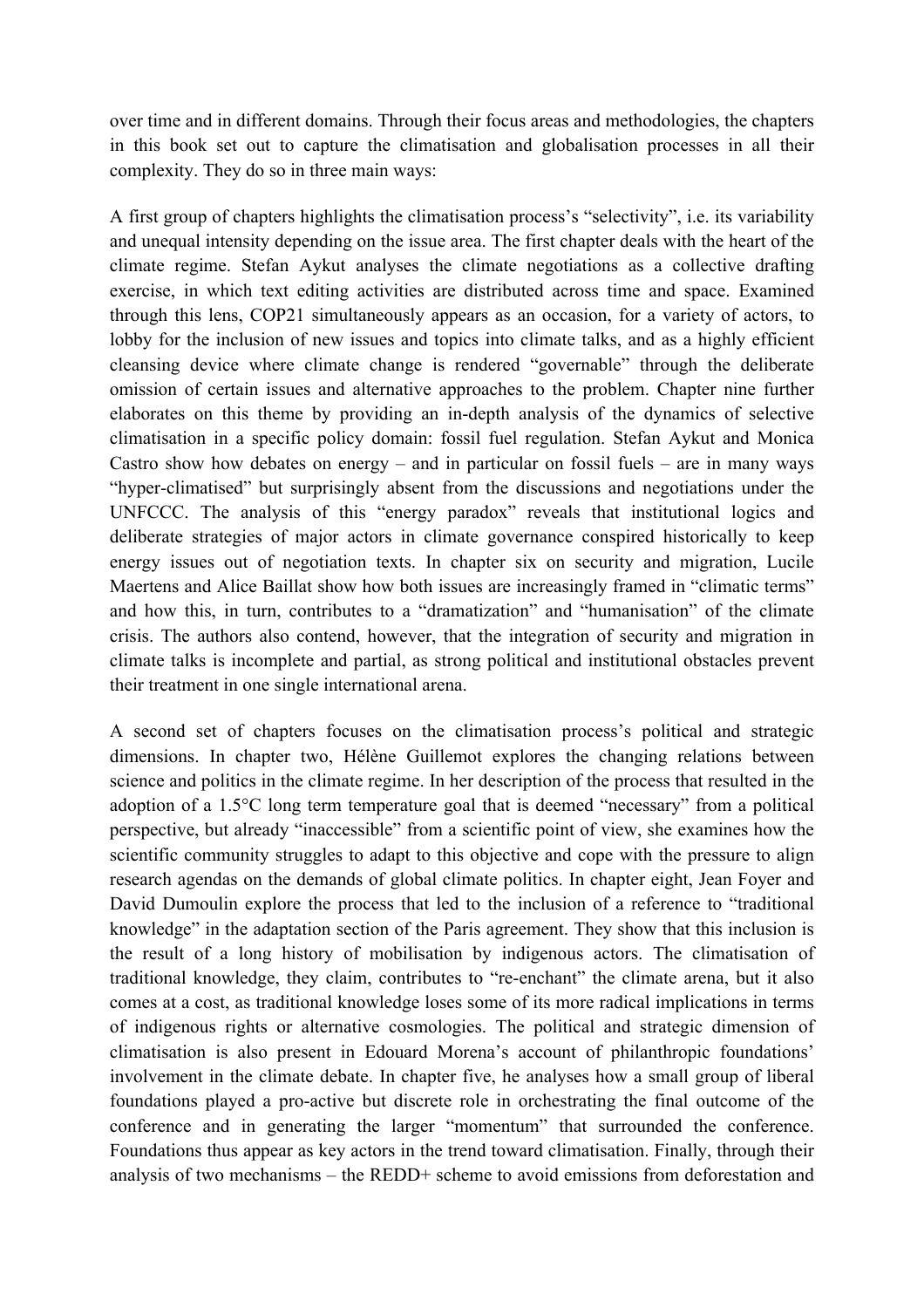over time and in different domains. Through their focus areas and methodologies, the chapters in this book set out to capture the climatisation and globalisation processes in all their complexity. They do so in three main ways:

A first group of chapters highlights the climatisation process's "selectivity", i.e. its variability and unequal intensity depending on the issue area. The first chapter deals with the heart of the climate regime. Stefan Aykut analyses the climate negotiations as a collective drafting exercise, in which text editing activities are distributed across time and space. Examined through this lens, COP21 simultaneously appears as an occasion, for a variety of actors, to lobby for the inclusion of new issues and topics into climate talks, and as a highly efficient cleansing device where climate change is rendered "governable" through the deliberate omission of certain issues and alternative approaches to the problem. Chapter nine further elaborates on this theme by providing an in-depth analysis of the dynamics of selective climatisation in a specific policy domain: fossil fuel regulation. Stefan Aykut and Monica Castro show how debates on energy – and in particular on fossil fuels – are in many ways "hyper-climatised" but surprisingly absent from the discussions and negotiations under the UNFCCC. The analysis of this "energy paradox" reveals that institutional logics and deliberate strategies of major actors in climate governance conspired historically to keep energy issues out of negotiation texts. In chapter six on security and migration, Lucile Maertens and Alice Baillat show how both issues are increasingly framed in "climatic terms" and how this, in turn, contributes to a "dramatization" and "humanisation" of the climate crisis. The authors also contend, however, that the integration of security and migration in climate talks is incomplete and partial, as strong political and institutional obstacles prevent their treatment in one single international arena.

A second set of chapters focuses on the climatisation process's political and strategic dimensions. In chapter two, Hélène Guillemot explores the changing relations between science and politics in the climate regime. In her description of the process that resulted in the adoption of a 1.5°C long term temperature goal that is deemed "necessary" from a political perspective, but already "inaccessible" from a scientific point of view, she examines how the scientific community struggles to adapt to this objective and cope with the pressure to align research agendas on the demands of global climate politics. In chapter eight, Jean Foyer and David Dumoulin explore the process that led to the inclusion of a reference to "traditional knowledge" in the adaptation section of the Paris agreement. They show that this inclusion is the result of a long history of mobilisation by indigenous actors. The climatisation of traditional knowledge, they claim, contributes to "re-enchant" the climate arena, but it also comes at a cost, as traditional knowledge loses some of its more radical implications in terms of indigenous rights or alternative cosmologies. The political and strategic dimension of climatisation is also present in Edouard Morena's account of philanthropic foundations' involvement in the climate debate. In chapter five, he analyses how a small group of liberal foundations played a pro-active but discrete role in orchestrating the final outcome of the conference and in generating the larger "momentum" that surrounded the conference. Foundations thus appear as key actors in the trend toward climatisation. Finally, through their analysis of two mechanisms – the REDD+ scheme to avoid emissions from deforestation and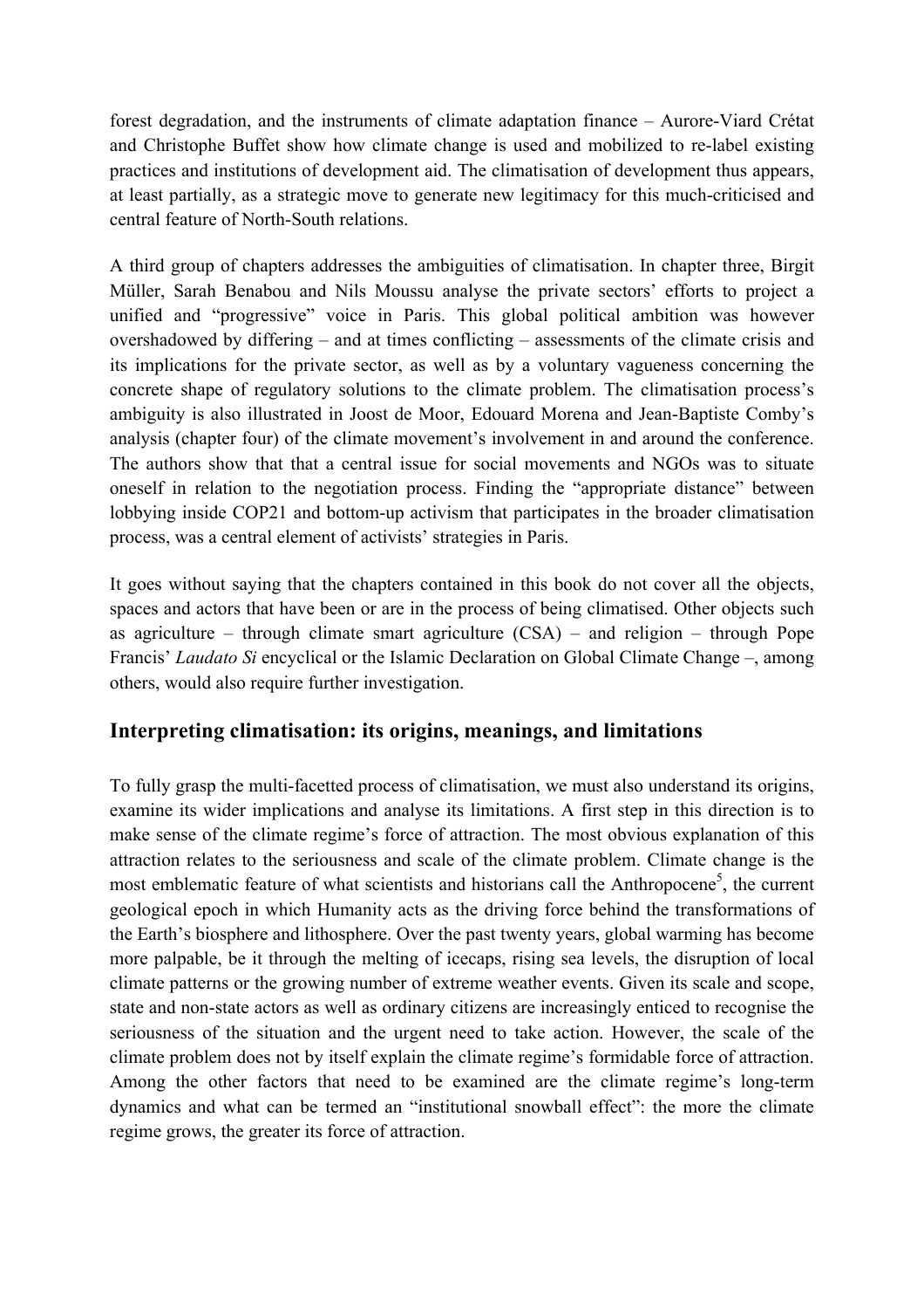forest degradation, and the instruments of climate adaptation finance – Aurore-Viard Crétat and Christophe Buffet show how climate change is used and mobilized to re-label existing practices and institutions of development aid. The climatisation of development thus appears, at least partially, as a strategic move to generate new legitimacy for this much-criticised and central feature of North-South relations.

A third group of chapters addresses the ambiguities of climatisation. In chapter three, Birgit Müller, Sarah Benabou and Nils Moussu analyse the private sectors' efforts to project a unified and "progressive" voice in Paris. This global political ambition was however overshadowed by differing – and at times conflicting – assessments of the climate crisis and its implications for the private sector, as well as by a voluntary vagueness concerning the concrete shape of regulatory solutions to the climate problem. The climatisation process's ambiguity is also illustrated in Joost de Moor, Edouard Morena and Jean-Baptiste Comby's analysis (chapter four) of the climate movement's involvement in and around the conference. The authors show that that a central issue for social movements and NGOs was to situate oneself in relation to the negotiation process. Finding the "appropriate distance" between lobbying inside COP21 and bottom-up activism that participates in the broader climatisation process, was a central element of activists' strategies in Paris.

It goes without saying that the chapters contained in this book do not cover all the objects, spaces and actors that have been or are in the process of being climatised. Other objects such as agriculture – through climate smart agriculture (CSA) – and religion – through Pope Francis' *Laudato Si* encyclical or the Islamic Declaration on Global Climate Change –, among others, would also require further investigation.

## Interpreting climatisation: its origins, meanings, and limitations

To fully grasp the multi-facetted process of climatisation, we must also understand its origins, examine its wider implications and analyse its limitations. A first step in this direction is to make sense of the climate regime's force of attraction. The most obvious explanation of this attraction relates to the seriousness and scale of the climate problem. Climate change is the most emblematic feature of what scientists and historians call the Anthropocene[5], the current geological epoch in which Humanity acts as the driving force behind the transformations of the Earth's biosphere and lithosphere. Over the past twenty years, global warming has become more palpable, be it through the melting of icecaps, rising sea levels, the disruption of local climate patterns or the growing number of extreme weather events. Given its scale and scope, state and non-state actors as well as ordinary citizens are increasingly enticed to recognise the seriousness of the situation and the urgent need to take action. However, the scale of the climate problem does not by itself explain the climate regime's formidable force of attraction. Among the other factors that need to be examined are the climate regime's long-term dynamics and what can be termed an "institutional snowball effect": the more the climate regime grows, the greater its force of attraction.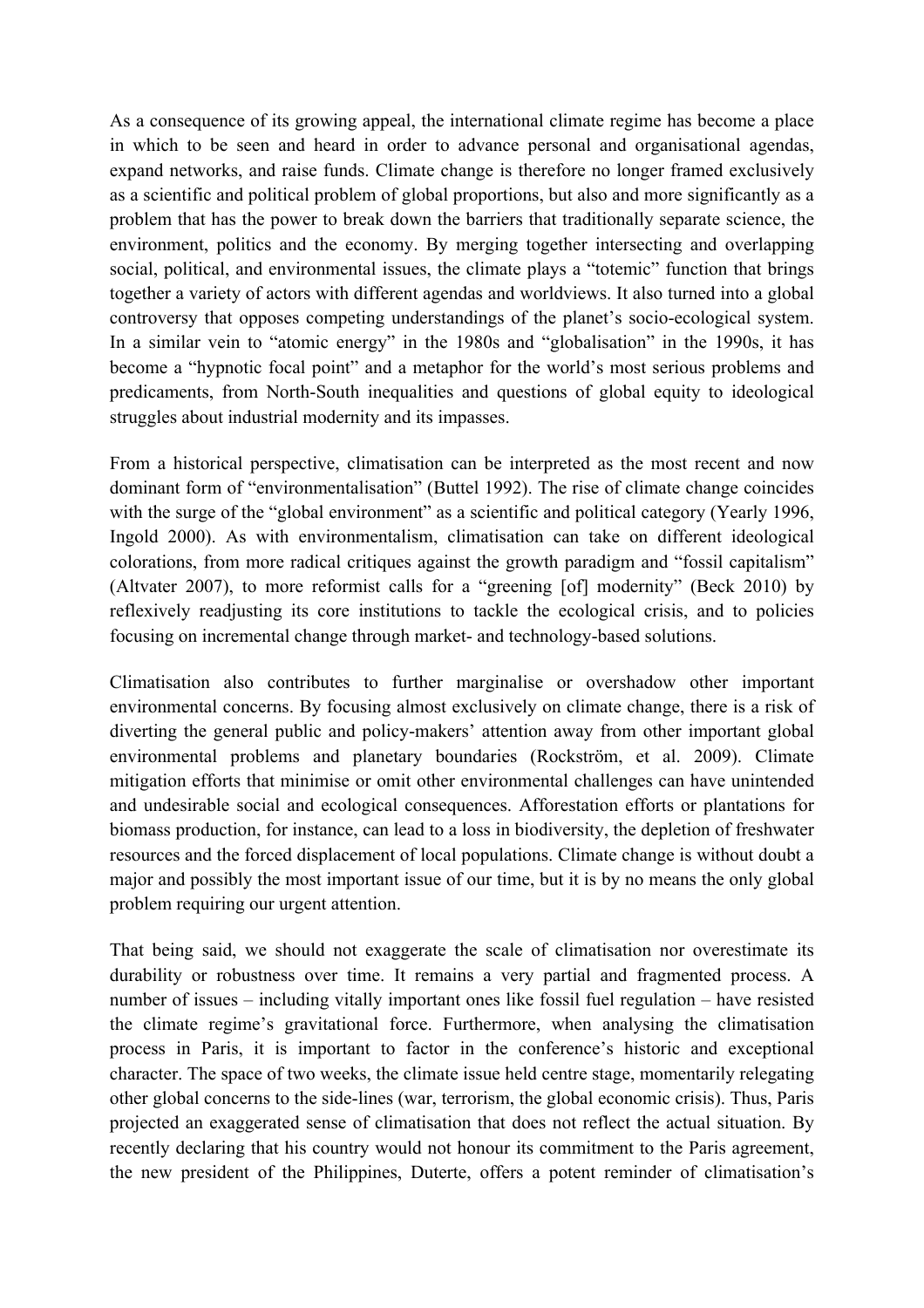As a consequence of its growing appeal, the international climate regime has become a place in which to be seen and heard in order to advance personal and organisational agendas, expand networks, and raise funds. Climate change is therefore no longer framed exclusively as a scientific and political problem of global proportions, but also and more significantly as a problem that has the power to break down the barriers that traditionally separate science, the environment, politics and the economy. By merging together intersecting and overlapping social, political, and environmental issues, the climate plays a "totemic" function that brings together a variety of actors with different agendas and worldviews. It also turned into a global controversy that opposes competing understandings of the planet's socio-ecological system. In a similar vein to "atomic energy" in the 1980s and "globalisation" in the 1990s, it has become a "hypnotic focal point" and a metaphor for the world's most serious problems and predicaments, from North-South inequalities and questions of global equity to ideological struggles about industrial modernity and its impasses.

From a historical perspective, climatisation can be interpreted as the most recent and now dominant form of "environmentalisation" (Buttel 1992). The rise of climate change coincides with the surge of the "global environment" as a scientific and political category (Yearly 1996, Ingold 2000). As with environmentalism, climatisation can take on different ideological colorations, from more radical critiques against the growth paradigm and "fossil capitalism" (Altvater 2007), to more reformist calls for a "greening [of] modernity" (Beck 2010) by reflexively readjusting its core institutions to tackle the ecological crisis, and to policies focusing on incremental change through market- and technology-based solutions.

Climatisation also contributes to further marginalise or overshadow other important environmental concerns. By focusing almost exclusively on climate change, there is a risk of diverting the general public and policy-makers' attention away from other important global environmental problems and planetary boundaries (Rockström, et al. 2009). Climate mitigation efforts that minimise or omit other environmental challenges can have unintended and undesirable social and ecological consequences. Afforestation efforts or plantations for biomass production, for instance, can lead to a loss in biodiversity, the depletion of freshwater resources and the forced displacement of local populations. Climate change is without doubt a major and possibly the most important issue of our time, but it is by no means the only global problem requiring our urgent attention.

That being said, we should not exaggerate the scale of climatisation nor overestimate its durability or robustness over time. It remains a very partial and fragmented process. A number of issues – including vitally important ones like fossil fuel regulation – have resisted the climate regime's gravitational force. Furthermore, when analysing the climatisation process in Paris, it is important to factor in the conference's historic and exceptional character. The space of two weeks, the climate issue held centre stage, momentarily relegating other global concerns to the side-lines (war, terrorism, the global economic crisis). Thus, Paris projected an exaggerated sense of climatisation that does not reflect the actual situation. By recently declaring that his country would not honour its commitment to the Paris agreement, the new president of the Philippines, Duterte, offers a potent reminder of climatisation's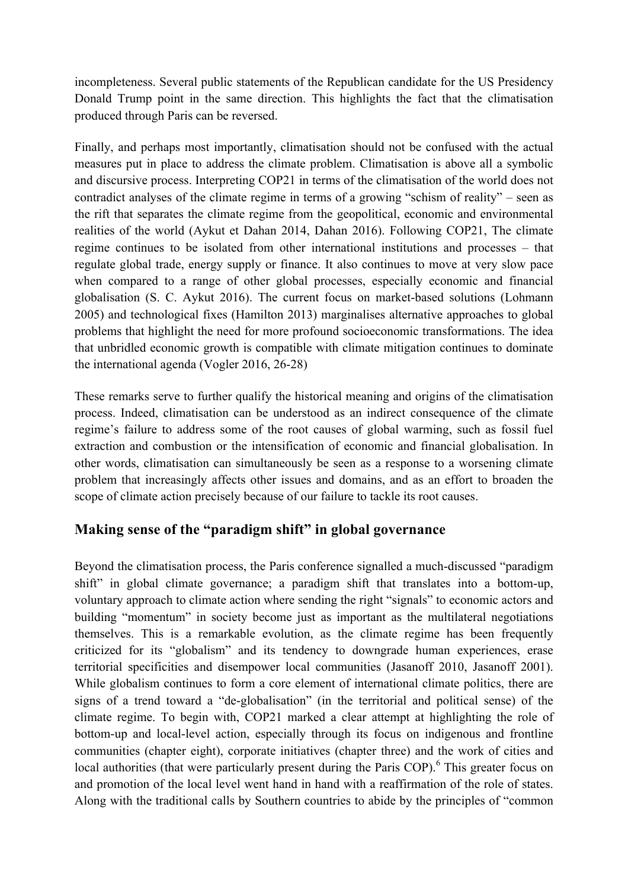incompleteness. Several public statements of the Republican candidate for the US Presidency Donald Trump point in the same direction. This highlights the fact that the climatisation produced through Paris can be reversed.

Finally, and perhaps most importantly, climatisation should not be confused with the actual measures put in place to address the climate problem. Climatisation is above all a symbolic and discursive process. Interpreting COP21 in terms of the climatisation of the world does not contradict analyses of the climate regime in terms of a growing "schism of reality" – seen as the rift that separates the climate regime from the geopolitical, economic and environmental realities of the world (Aykut et Dahan 2014, Dahan 2016). Following COP21, The climate regime continues to be isolated from other international institutions and processes – that regulate global trade, energy supply or finance. It also continues to move at very slow pace when compared to a range of other global processes, especially economic and financial globalisation (S. C. Aykut 2016). The current focus on market-based solutions (Lohmann 2005) and technological fixes (Hamilton 2013) marginalises alternative approaches to global problems that highlight the need for more profound socioeconomic transformations. The idea that unbridled economic growth is compatible with climate mitigation continues to dominate the international agenda (Vogler 2016, 26-28)

These remarks serve to further qualify the historical meaning and origins of the climatisation process. Indeed, climatisation can be understood as an indirect consequence of the climate regime's failure to address some of the root causes of global warming, such as fossil fuel extraction and combustion or the intensification of economic and financial globalisation. In other words, climatisation can simultaneously be seen as a response to a worsening climate problem that increasingly affects other issues and domains, and as an effort to broaden the scope of climate action precisely because of our failure to tackle its root causes.

## Making sense of the "paradigm shift" in global governance

Beyond the climatisation process, the Paris conference signalled a much-discussed "paradigm shift" in global climate governance; a paradigm shift that translates into a bottom-up, voluntary approach to climate action where sending the right "signals" to economic actors and building "momentum" in society become just as important as the multilateral negotiations themselves. This is a remarkable evolution, as the climate regime has been frequently criticized for its "globalism" and its tendency to downgrade human experiences, erase territorial specificities and disempower local communities (Jasanoff 2010, Jasanoff 2001). While globalism continues to form a core element of international climate politics, there are signs of a trend toward a "de-globalisation" (in the territorial and political sense) of the climate regime. To begin with, COP21 marked a clear attempt at highlighting the role of bottom-up and local-level action, especially through its focus on indigenous and frontline communities (chapter eight), corporate initiatives (chapter three) and the work of cities and local authorities (that were particularly present during the Paris COP).[6] This greater focus on and promotion of the local level went hand in hand with a reaffirmation of the role of states. Along with the traditional calls by Southern countries to abide by the principles of "common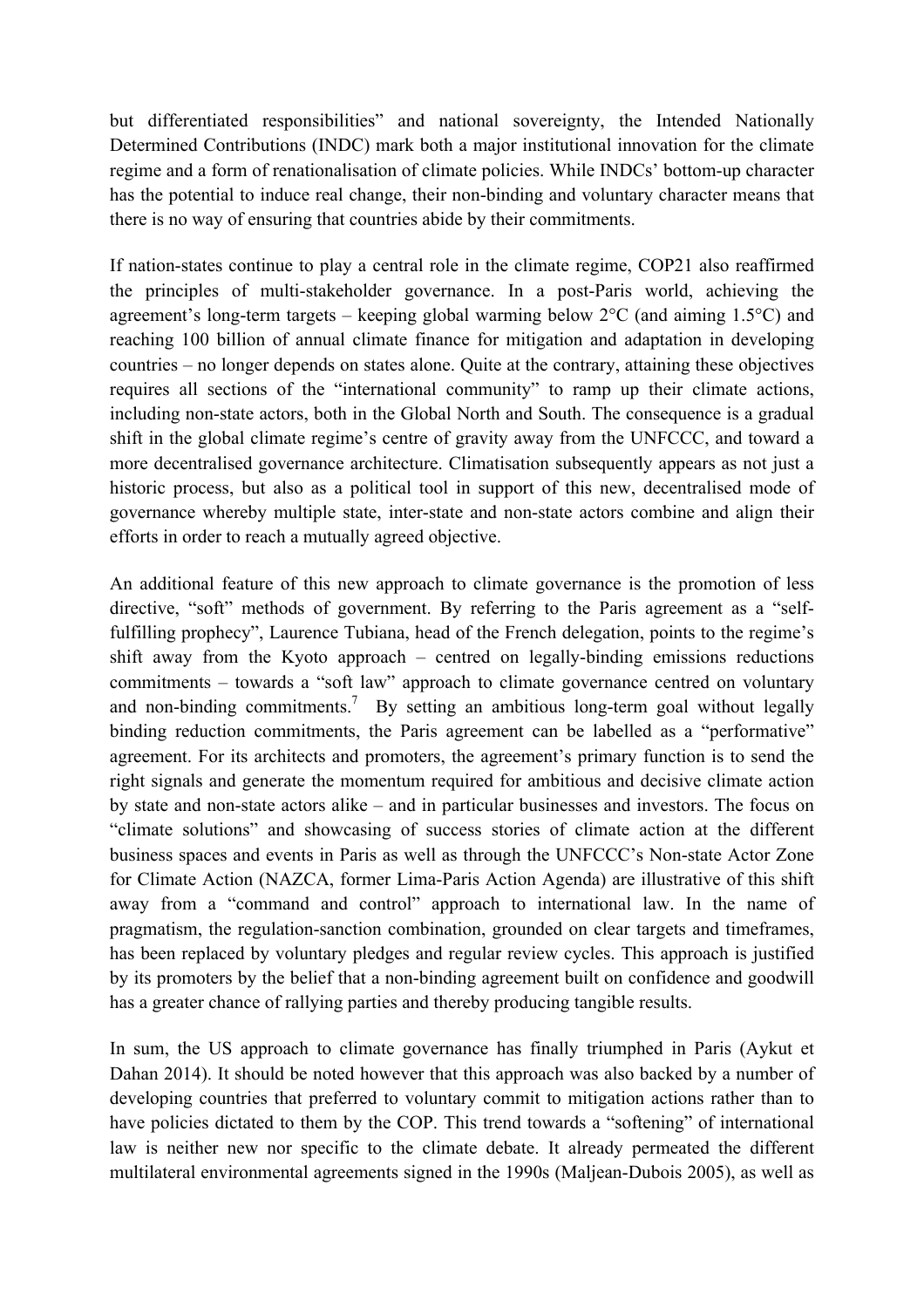but differentiated responsibilities" and national sovereignty, the Intended Nationally Determined Contributions (INDC) mark both a major institutional innovation for the climate regime and a form of renationalisation of climate policies. While INDCs' bottom-up character has the potential to induce real change, their non-binding and voluntary character means that there is no way of ensuring that countries abide by their commitments.

If nation-states continue to play a central role in the climate regime, COP21 also reaffirmed the principles of multi-stakeholder governance. In a post-Paris world, achieving the agreement's long-term targets – keeping global warming below 2°C (and aiming 1.5°C) and reaching 100 billion of annual climate finance for mitigation and adaptation in developing countries – no longer depends on states alone. Quite at the contrary, attaining these objectives requires all sections of the "international community" to ramp up their climate actions, including non-state actors, both in the Global North and South. The consequence is a gradual shift in the global climate regime's centre of gravity away from the UNFCCC, and toward a more decentralised governance architecture. Climatisation subsequently appears as not just a historic process, but also as a political tool in support of this new, decentralised mode of governance whereby multiple state, inter-state and non-state actors combine and align their efforts in order to reach a mutually agreed objective.

An additional feature of this new approach to climate governance is the promotion of less directive, "soft" methods of government. By referring to the Paris agreement as a "self-fulfilling prophecy", Laurence Tubiana, head of the French delegation, points to the regime's shift away from the Kyoto approach – centred on legally-binding emissions reductions commitments – towards a "soft law" approach to climate governance centred on voluntary and non-binding commitments.[7] By setting an ambitious long-term goal without legally binding reduction commitments, the Paris agreement can be labelled as a "performative" agreement. For its architects and promoters, the agreement's primary function is to send the right signals and generate the momentum required for ambitious and decisive climate action by state and non-state actors alike – and in particular businesses and investors. The focus on "climate solutions" and showcasing of success stories of climate action at the different business spaces and events in Paris as well as through the UNFCCC's Non-state Actor Zone for Climate Action (NAZCA, former Lima-Paris Action Agenda) are illustrative of this shift away from a "command and control" approach to international law. In the name of pragmatism, the regulation-sanction combination, grounded on clear targets and timeframes, has been replaced by voluntary pledges and regular review cycles. This approach is justified by its promoters by the belief that a non-binding agreement built on confidence and goodwill has a greater chance of rallying parties and thereby producing tangible results.

In sum, the US approach to climate governance has finally triumphed in Paris (Aykut et Dahan 2014). It should be noted however that this approach was also backed by a number of developing countries that preferred to voluntary commit to mitigation actions rather than to have policies dictated to them by the COP. This trend towards a "softening" of international law is neither new nor specific to the climate debate. It already permeated the different multilateral environmental agreements signed in the 1990s (Maljean-Dubois 2005), as well as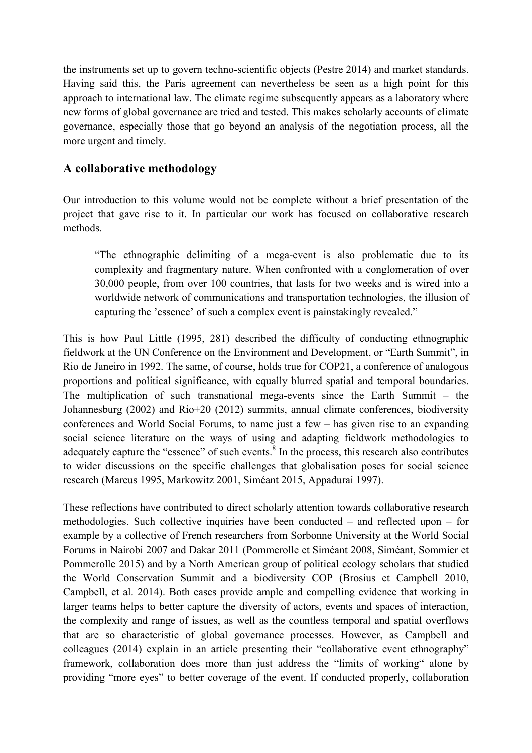the instruments set up to govern techno-scientific objects (Pestre 2014) and market standards. Having said this, the Paris agreement can nevertheless be seen as a high point for this approach to international law. The climate regime subsequently appears as a laboratory where new forms of global governance are tried and tested. This makes scholarly accounts of climate governance, especially those that go beyond an analysis of the negotiation process, all the more urgent and timely.

## A collaborative methodology

Our introduction to this volume would not be complete without a brief presentation of the project that gave rise to it. In particular our work has focused on collaborative research methods.

> "The ethnographic delimiting of a mega-event is also problematic due to its complexity and fragmentary nature. When confronted with a conglomeration of over 30,000 people, from over 100 countries, that lasts for two weeks and is wired into a worldwide network of communications and transportation technologies, the illusion of capturing the 'essence' of such a complex event is painstakingly revealed."

This is how Paul Little (1995, 281) described the difficulty of conducting ethnographic fieldwork at the UN Conference on the Environment and Development, or "Earth Summit", in Rio de Janeiro in 1992. The same, of course, holds true for COP21, a conference of analogous proportions and political significance, with equally blurred spatial and temporal boundaries. The multiplication of such transnational mega-events since the Earth Summit – the Johannesburg (2002) and Rio+20 (2012) summits, annual climate conferences, biodiversity conferences and World Social Forums, to name just a few – has given rise to an expanding social science literature on the ways of using and adapting fieldwork methodologies to adequately capture the "essence" of such events.[8] In the process, this research also contributes to wider discussions on the specific challenges that globalisation poses for social science research (Marcus 1995, Markowitz 2001, Siméant 2015, Appadurai 1997).

These reflections have contributed to direct scholarly attention towards collaborative research methodologies. Such collective inquiries have been conducted – and reflected upon – for example by a collective of French researchers from Sorbonne University at the World Social Forums in Nairobi 2007 and Dakar 2011 (Pommerolle et Siméant 2008, Siméant, Sommier et Pommerolle 2015) and by a North American group of political ecology scholars that studied the World Conservation Summit and a biodiversity COP (Brosius et Campbell 2010, Campbell, et al. 2014). Both cases provide ample and compelling evidence that working in larger teams helps to better capture the diversity of actors, events and spaces of interaction, the complexity and range of issues, as well as the countless temporal and spatial overflows that are so characteristic of global governance processes. However, as Campbell and colleagues (2014) explain in an article presenting their "collaborative event ethnography" framework, collaboration does more than just address the "limits of working" alone by providing "more eyes" to better coverage of the event. If conducted properly, collaboration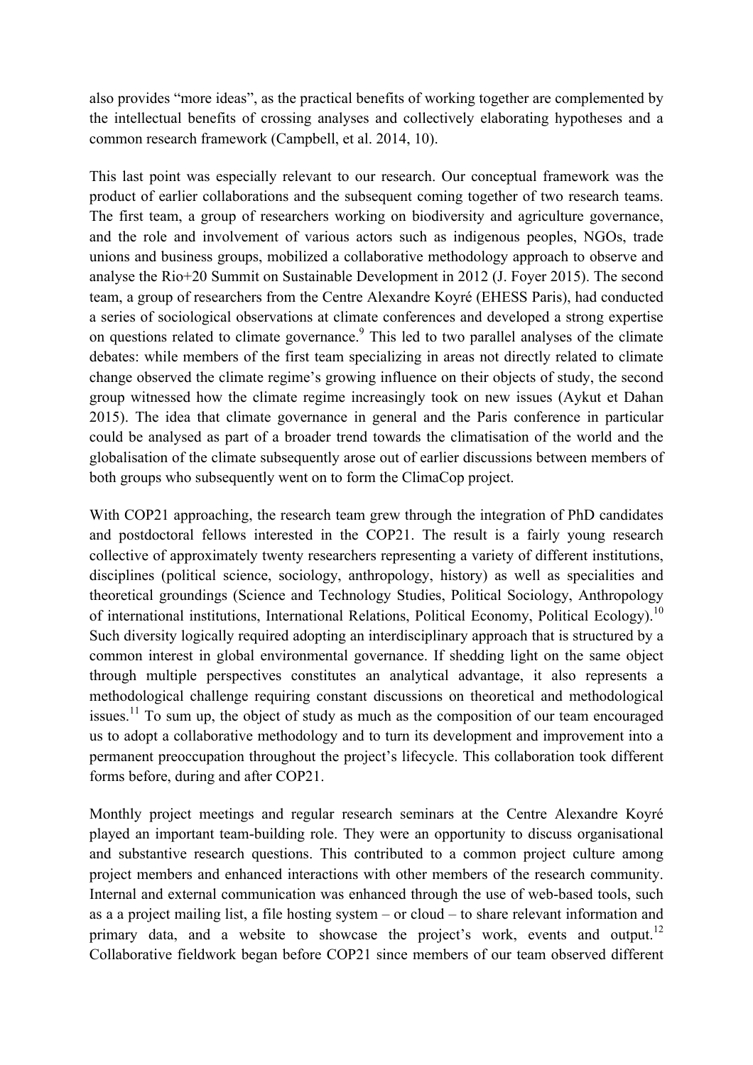also provides "more ideas", as the practical benefits of working together are complemented by the intellectual benefits of crossing analyses and collectively elaborating hypotheses and a common research framework (Campbell, et al. 2014, 10).

This last point was especially relevant to our research. Our conceptual framework was the product of earlier collaborations and the subsequent coming together of two research teams. The first team, a group of researchers working on biodiversity and agriculture governance, and the role and involvement of various actors such as indigenous peoples, NGOs, trade unions and business groups, mobilized a collaborative methodology approach to observe and analyse the Rio+20 Summit on Sustainable Development in 2012 (J. Foyer 2015). The second team, a group of researchers from the Centre Alexandre Koyré (EHESS Paris), had conducted a series of sociological observations at climate conferences and developed a strong expertise on questions related to climate governance.[9] This led to two parallel analyses of the climate debates: while members of the first team specializing in areas not directly related to climate change observed the climate regime's growing influence on their objects of study, the second group witnessed how the climate regime increasingly took on new issues (Aykut et Dahan 2015). The idea that climate governance in general and the Paris conference in particular could be analysed as part of a broader trend towards the climatisation of the world and the globalisation of the climate subsequently arose out of earlier discussions between members of both groups who subsequently went on to form the ClimaCop project.

With COP21 approaching, the research team grew through the integration of PhD candidates and postdoctoral fellows interested in the COP21. The result is a fairly young research collective of approximately twenty researchers representing a variety of different institutions, disciplines (political science, sociology, anthropology, history) as well as specialities and theoretical groundings (Science and Technology Studies, Political Sociology, Anthropology of international institutions, International Relations, Political Economy, Political Ecology).[10] Such diversity logically required adopting an interdisciplinary approach that is structured by a common interest in global environmental governance. If shedding light on the same object through multiple perspectives constitutes an analytical advantage, it also represents a methodological challenge requiring constant discussions on theoretical and methodological issues.[11] To sum up, the object of study as much as the composition of our team encouraged us to adopt a collaborative methodology and to turn its development and improvement into a permanent preoccupation throughout the project's lifecycle. This collaboration took different forms before, during and after COP21.

Monthly project meetings and regular research seminars at the Centre Alexandre Koyré played an important team-building role. They were an opportunity to discuss organisational and substantive research questions. This contributed to a common project culture among project members and enhanced interactions with other members of the research community. Internal and external communication was enhanced through the use of web-based tools, such as a a project mailing list, a file hosting system – or cloud – to share relevant information and primary data, and a website to showcase the project's work, events and output.[12] Collaborative fieldwork began before COP21 since members of our team observed different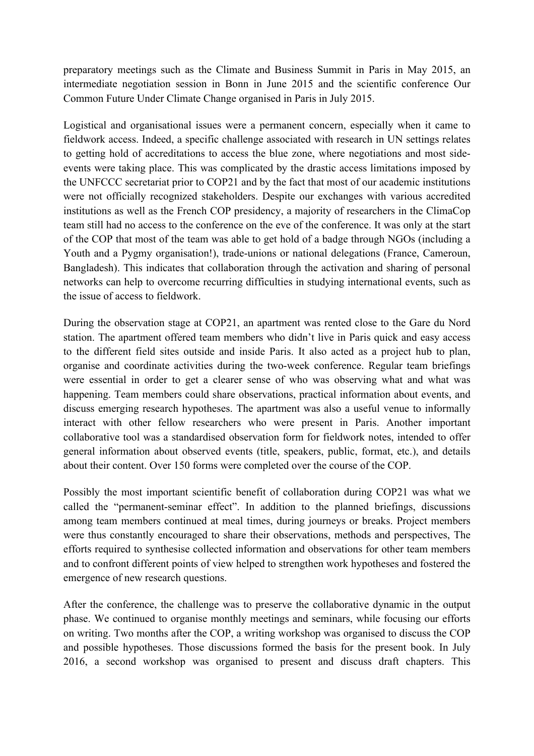preparatory meetings such as the Climate and Business Summit in Paris in May 2015, an intermediate negotiation session in Bonn in June 2015 and the scientific conference Our Common Future Under Climate Change organised in Paris in July 2015.

Logistical and organisational issues were a permanent concern, especially when it came to fieldwork access. Indeed, a specific challenge associated with research in UN settings relates to getting hold of accreditations to access the blue zone, where negotiations and most side-events were taking place. This was complicated by the drastic access limitations imposed by the UNFCCC secretariat prior to COP21 and by the fact that most of our academic institutions were not officially recognized stakeholders. Despite our exchanges with various accredited institutions as well as the French COP presidency, a majority of researchers in the ClimaCop team still had no access to the conference on the eve of the conference. It was only at the start of the COP that most of the team was able to get hold of a badge through NGOs (including a Youth and a Pygmy organisation!), trade-unions or national delegations (France, Cameroun, Bangladesh). This indicates that collaboration through the activation and sharing of personal networks can help to overcome recurring difficulties in studying international events, such as the issue of access to fieldwork.

During the observation stage at COP21, an apartment was rented close to the Gare du Nord station. The apartment offered team members who didn't live in Paris quick and easy access to the different field sites outside and inside Paris. It also acted as a project hub to plan, organise and coordinate activities during the two-week conference. Regular team briefings were essential in order to get a clearer sense of who was observing what and what was happening. Team members could share observations, practical information about events, and discuss emerging research hypotheses. The apartment was also a useful venue to informally interact with other fellow researchers who were present in Paris. Another important collaborative tool was a standardised observation form for fieldwork notes, intended to offer general information about observed events (title, speakers, public, format, etc.), and details about their content. Over 150 forms were completed over the course of the COP.

Possibly the most important scientific benefit of collaboration during COP21 was what we called the "permanent-seminar effect". In addition to the planned briefings, discussions among team members continued at meal times, during journeys or breaks. Project members were thus constantly encouraged to share their observations, methods and perspectives, The efforts required to synthesise collected information and observations for other team members and to confront different points of view helped to strengthen work hypotheses and fostered the emergence of new research questions.

After the conference, the challenge was to preserve the collaborative dynamic in the output phase. We continued to organise monthly meetings and seminars, while focusing our efforts on writing. Two months after the COP, a writing workshop was organised to discuss the COP and possible hypotheses. Those discussions formed the basis for the present book. In July 2016, a second workshop was organised to present and discuss draft chapters. This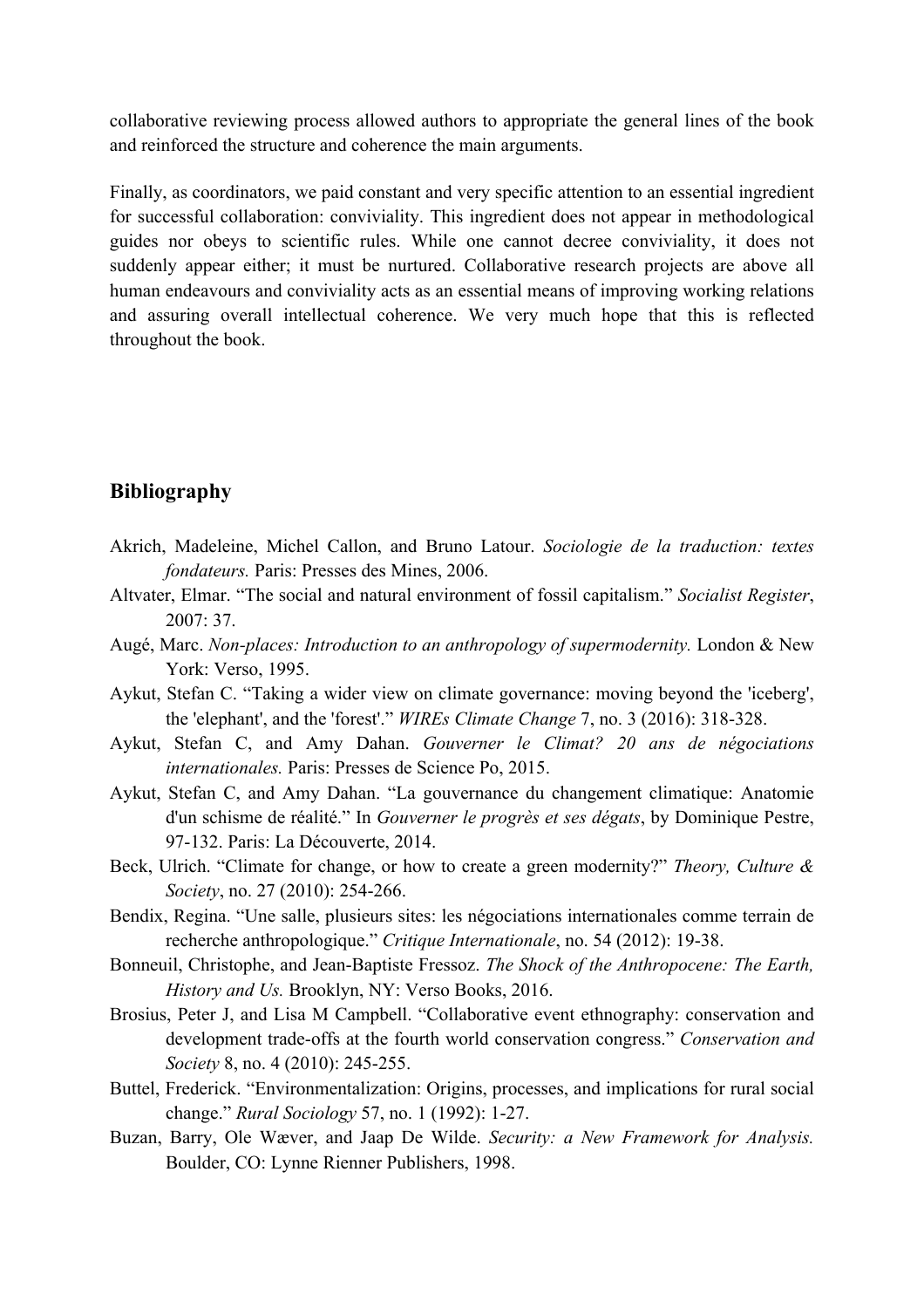collaborative reviewing process allowed authors to appropriate the general lines of the book and reinforced the structure and coherence the main arguments.

Finally, as coordinators, we paid constant and very specific attention to an essential ingredient for successful collaboration: conviviality. This ingredient does not appear in methodological guides nor obeys to scientific rules. While one cannot decree conviviality, it does not suddenly appear either; it must be nurtured. Collaborative research projects are above all human endeavours and conviviality acts as an essential means of improving working relations and assuring overall intellectual coherence. We very much hope that this is reflected throughout the book.

## Bibliography

Akrich, Madeleine, Michel Callon, and Bruno Latour. *Sociologie de la traduction: textes fondateurs.* Paris: Presses des Mines, 2006.

Altvater, Elmar. "The social and natural environment of fossil capitalism." *Socialist Register*, 2007: 37.

Augé, Marc. *Non-places: Introduction to an anthropology of supermodernity.* London & New York: Verso, 1995.

Aykut, Stefan C. "Taking a wider view on climate governance: moving beyond the 'iceberg', the 'elephant', and the 'forest'." *WIREs Climate Change* 7, no. 3 (2016): 318-328.

Aykut, Stefan C, and Amy Dahan. *Gouverner le Climat? 20 ans de négociations internationales.* Paris: Presses de Science Po, 2015.

Aykut, Stefan C, and Amy Dahan. "La gouvernance du changement climatique: Anatomie d'un schisme de réalité." In *Gouverner le progrès et ses dégats*, by Dominique Pestre, 97-132. Paris: La Découverte, 2014.

Beck, Ulrich. "Climate for change, or how to create a green modernity?" *Theory, Culture & Society*, no. 27 (2010): 254-266.

Bendix, Regina. "Une salle, plusieurs sites: les négociations internationales comme terrain de recherche anthropologique." *Critique Internationale*, no. 54 (2012): 19-38.

Bonneuil, Christophe, and Jean-Baptiste Fressoz. *The Shock of the Anthropocene: The Earth, History and Us.* Brooklyn, NY: Verso Books, 2016.

Brosius, Peter J, and Lisa M Campbell. "Collaborative event ethnography: conservation and development trade-offs at the fourth world conservation congress." *Conservation and Society* 8, no. 4 (2010): 245-255.

Buttel, Frederick. "Environmentalization: Origins, processes, and implications for rural social change." *Rural Sociology* 57, no. 1 (1992): 1-27.

Buzan, Barry, Ole Wæver, and Jaap De Wilde. *Security: a New Framework for Analysis.* Boulder, CO: Lynne Rienner Publishers, 1998.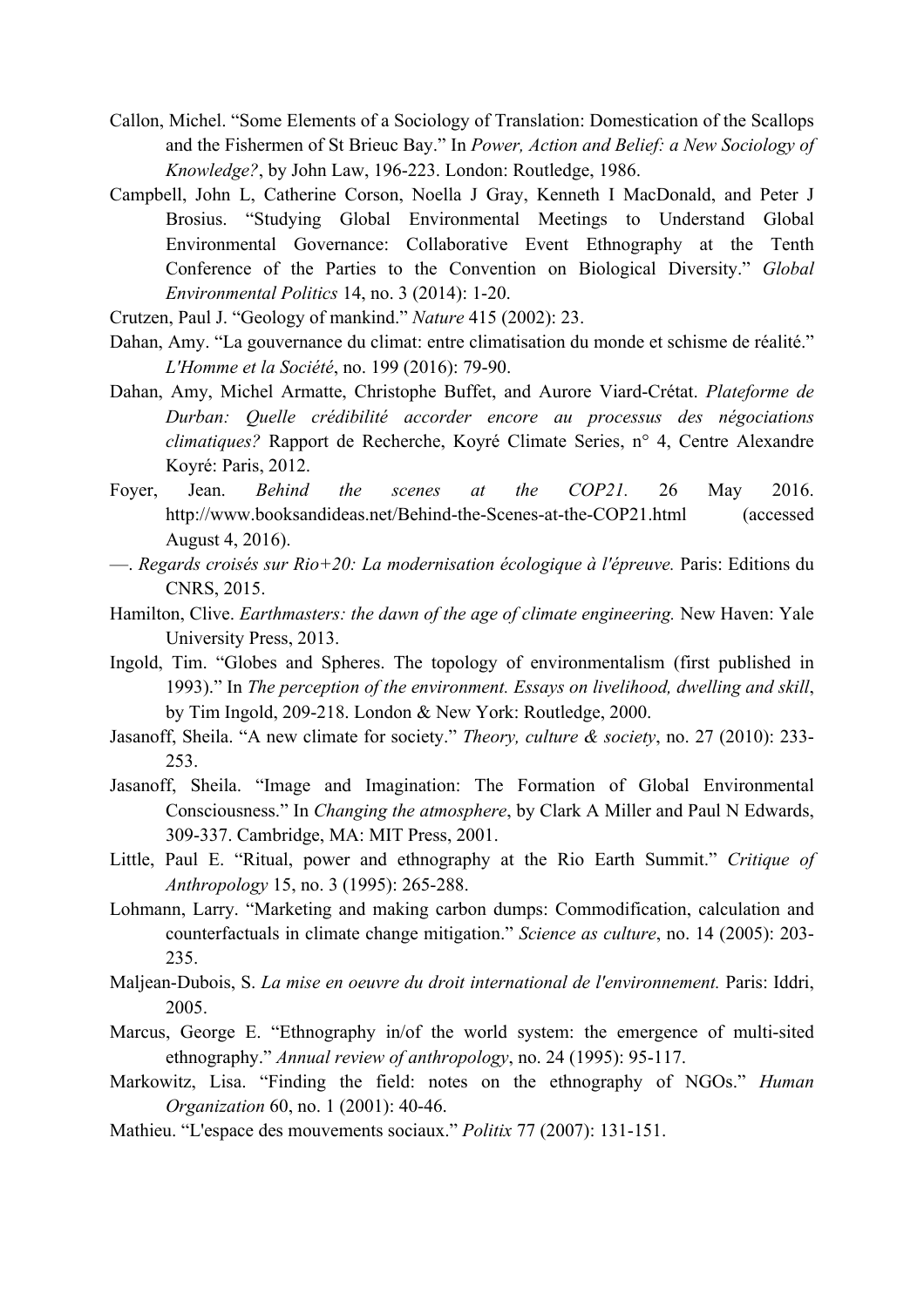Callon, Michel. "Some Elements of a Sociology of Translation: Domestication of the Scallops and the Fishermen of St Brieuc Bay." In *Power, Action and Belief: a New Sociology of Knowledge?*, by John Law, 196-223. London: Routledge, 1986.

Campbell, John L, Catherine Corson, Noella J Gray, Kenneth I MacDonald, and Peter J Brosius. "Studying Global Environmental Meetings to Understand Global Environmental Governance: Collaborative Event Ethnography at the Tenth Conference of the Parties to the Convention on Biological Diversity." *Global Environmental Politics* 14, no. 3 (2014): 1-20.

Crutzen, Paul J. "Geology of mankind." *Nature* 415 (2002): 23.

Dahan, Amy. "La gouvernance du climat: entre climatisation du monde et schisme de réalité." *L'Homme et la Société*, no. 199 (2016): 79-90.

Dahan, Amy, Michel Armatte, Christophe Buffet, and Aurore Viard-Crétat. *Plateforme de Durban: Quelle crédibilité accorder encore au processus des négociations climatiques?* Rapport de Recherche, Koyré Climate Series, n° 4, Centre Alexandre Koyré: Paris, 2012.

Foyer, Jean. *Behind the scenes at the COP21.* 26 May 2016. http://www.booksandideas.net/Behind-the-Scenes-at-the-COP21.html (accessed August 4, 2016).

—. *Regards croisés sur Rio+20: La modernisation écologique à l'épreuve.* Paris: Editions du CNRS, 2015.

Hamilton, Clive. *Earthmasters: the dawn of the age of climate engineering.* New Haven: Yale University Press, 2013.

Ingold, Tim. "Globes and Spheres. The topology of environmentalism (first published in 1993)." In *The perception of the environment. Essays on livelihood, dwelling and skill*, by Tim Ingold, 209-218. London & New York: Routledge, 2000.

Jasanoff, Sheila. "A new climate for society." *Theory, culture & society*, no. 27 (2010): 233-253.

Jasanoff, Sheila. "Image and Imagination: The Formation of Global Environmental Consciousness." In *Changing the atmosphere*, by Clark A Miller and Paul N Edwards, 309-337. Cambridge, MA: MIT Press, 2001.

Little, Paul E. "Ritual, power and ethnography at the Rio Earth Summit." *Critique of Anthropology* 15, no. 3 (1995): 265-288.

Lohmann, Larry. "Marketing and making carbon dumps: Commodification, calculation and counterfactuals in climate change mitigation." *Science as culture*, no. 14 (2005): 203-235.

Maljean-Dubois, S. *La mise en oeuvre du droit international de l'environnement.* Paris: Iddri, 2005.

Marcus, George E. "Ethnography in/of the world system: the emergence of multi-sited ethnography." *Annual review of anthropology*, no. 24 (1995): 95-117.

Markowitz, Lisa. "Finding the field: notes on the ethnography of NGOs." *Human Organization* 60, no. 1 (2001): 40-46.

Mathieu. "L'espace des mouvements sociaux." *Politix* 77 (2007): 131-151.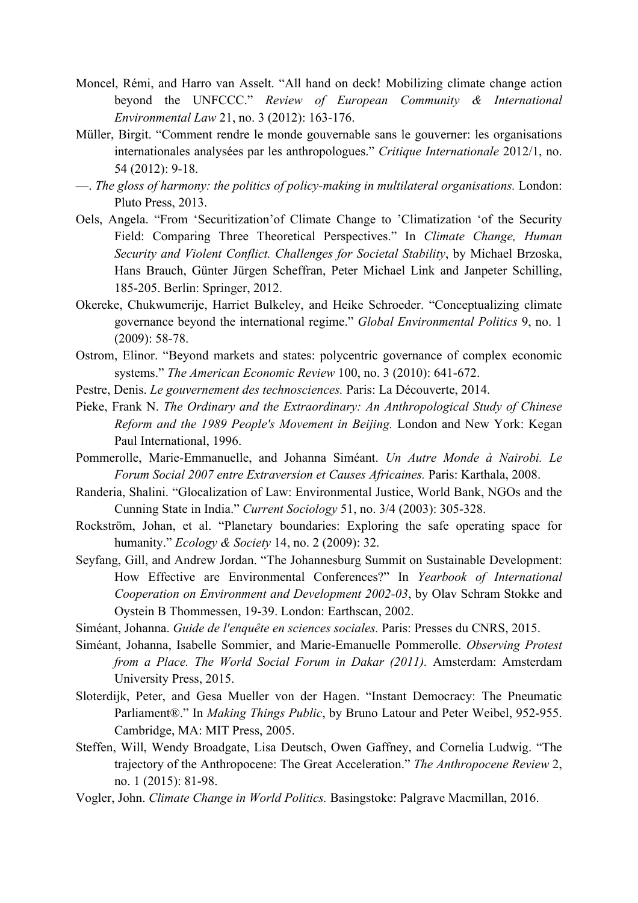Moncel, Rémi, and Harro van Asselt. "All hand on deck! Mobilizing climate change action beyond the UNFCCC." *Review of European Community & International Environmental Law* 21, no. 3 (2012): 163-176.

Müller, Birgit. "Comment rendre le monde gouvernable sans le gouverner: les organisations internationales analysées par les anthropologues." *Critique Internationale* 2012/1, no. 54 (2012): 9-18.

—. *The gloss of harmony: the politics of policy-making in multilateral organisations.* London: Pluto Press, 2013.

Oels, Angela. "From 'Securitization'of Climate Change to 'Climatization 'of the Security Field: Comparing Three Theoretical Perspectives." In *Climate Change, Human Security and Violent Conflict. Challenges for Societal Stability*, by Michael Brzoska, Hans Brauch, Günter Jürgen Scheffran, Peter Michael Link and Janpeter Schilling, 185-205. Berlin: Springer, 2012.

Okereke, Chukwumerije, Harriet Bulkeley, and Heike Schroeder. "Conceptualizing climate governance beyond the international regime." *Global Environmental Politics* 9, no. 1 (2009): 58-78.

Ostrom, Elinor. "Beyond markets and states: polycentric governance of complex economic systems." *The American Economic Review* 100, no. 3 (2010): 641-672.

Pestre, Denis. *Le gouvernement des technosciences.* Paris: La Découverte, 2014.

Pieke, Frank N. *The Ordinary and the Extraordinary: An Anthropological Study of Chinese Reform and the 1989 People's Movement in Beijing.* London and New York: Kegan Paul International, 1996.

Pommerolle, Marie-Emmanuelle, and Johanna Siméant. *Un Autre Monde à Nairobi. Le Forum Social 2007 entre Extraversion et Causes Africaines.* Paris: Karthala, 2008.

Randeria, Shalini. "Glocalization of Law: Environmental Justice, World Bank, NGOs and the Cunning State in India." *Current Sociology* 51, no. 3/4 (2003): 305-328.

Rockström, Johan, et al. "Planetary boundaries: Exploring the safe operating space for humanity." *Ecology & Society* 14, no. 2 (2009): 32.

Seyfang, Gill, and Andrew Jordan. "The Johannesburg Summit on Sustainable Development: How Effective are Environmental Conferences?" In *Yearbook of International Cooperation on Environment and Development 2002-03*, by Olav Schram Stokke and Oystein B Thommessen, 19-39. London: Earthscan, 2002.

Siméant, Johanna. *Guide de l'enquête en sciences sociales.* Paris: Presses du CNRS, 2015.

Siméant, Johanna, Isabelle Sommier, and Marie-Emanuelle Pommerolle. *Observing Protest from a Place. The World Social Forum in Dakar (2011).* Amsterdam: Amsterdam University Press, 2015.

Sloterdijk, Peter, and Gesa Mueller von der Hagen. "Instant Democracy: The Pneumatic Parliament®." In *Making Things Public*, by Bruno Latour and Peter Weibel, 952-955. Cambridge, MA: MIT Press, 2005.

Steffen, Will, Wendy Broadgate, Lisa Deutsch, Owen Gaffney, and Cornelia Ludwig. "The trajectory of the Anthropocene: The Great Acceleration." *The Anthropocene Review* 2, no. 1 (2015): 81-98.

Vogler, John. *Climate Change in World Politics.* Basingstoke: Palgrave Macmillan, 2016.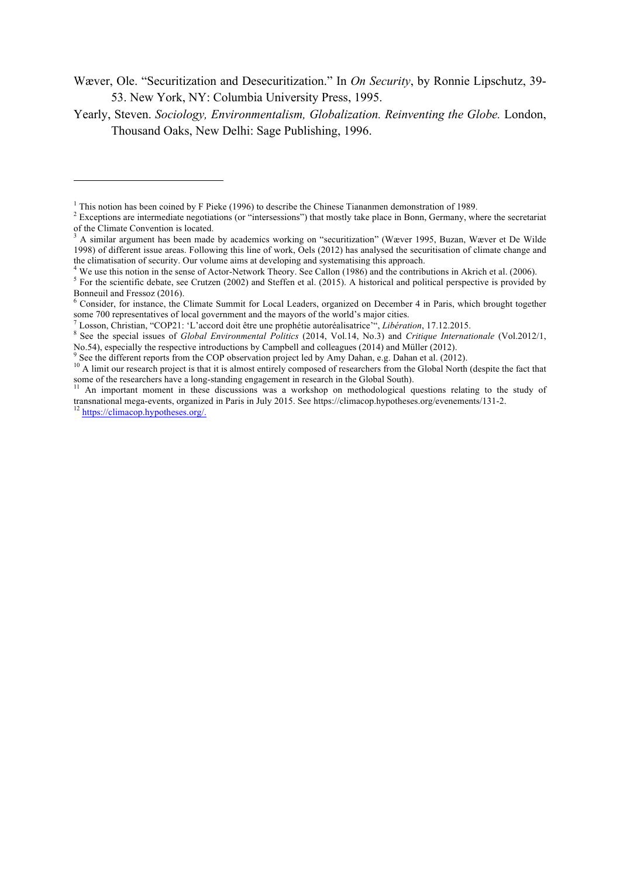Wæver, Ole. “Securitization and Desecuritization.” In *On Security*, by Ronnie Lipschutz, 39-53. New York, NY: Columbia University Press, 1995.

Yearly, Steven. *Sociology, Environmentalism, Globalization. Reinventing the Globe.* London, Thousand Oaks, New Delhi: Sage Publishing, 1996.

---

[1] This notion has been coined by F Pieke (1996) to describe the Chinese Tiananmen demonstration of 1989.

[2] Exceptions are intermediate negotiations (or “intersessions”) that mostly take place in Bonn, Germany, where the secretariat of the Climate Convention is located.

[3] A similar argument has been made by academics working on “securitization” (Wæver 1995, Buzan, Wæver et De Wilde 1998) of different issue areas. Following this line of work, Oels (2012) has analysed the securitisation of climate change and the climatisation of security. Our volume aims at developing and systematising this approach.

[4] We use this notion in the sense of Actor-Network Theory. See Callon (1986) and the contributions in Akrich et al. (2006).

[5] For the scientific debate, see Crutzen (2002) and Steffen et al. (2015). A historical and political perspective is provided by Bonneuil and Fressoz (2016).

[6] Consider, for instance, the Climate Summit for Local Leaders, organized on December 4 in Paris, which brought together some 700 representatives of local government and the mayors of the world’s major cities.

[7] Losson, Christian, “COP21: ‘L’accord doit être une prophétie autoréalisatrice’”, *Libération*, 17.12.2015.

[8] See the special issues of *Global Environmental Politics* (2014, Vol.14, No.3) and *Critique Internationale* (Vol.2012/1, No.54), especially the respective introductions by Campbell and colleagues (2014) and Müller (2012).

[9] See the different reports from the COP observation project led by Amy Dahan, e.g. Dahan et al. (2012).

[10] A limit our research project is that it is almost entirely composed of researchers from the Global North (despite the fact that some of the researchers have a long-standing engagement in research in the Global South).

[11] An important moment in these discussions was a workshop on methodological questions relating to the study of transnational mega-events, organized in Paris in July 2015. See https://climacop.hypotheses.org/evenements/131-2.

[12] https://climacop.hypotheses.org/.